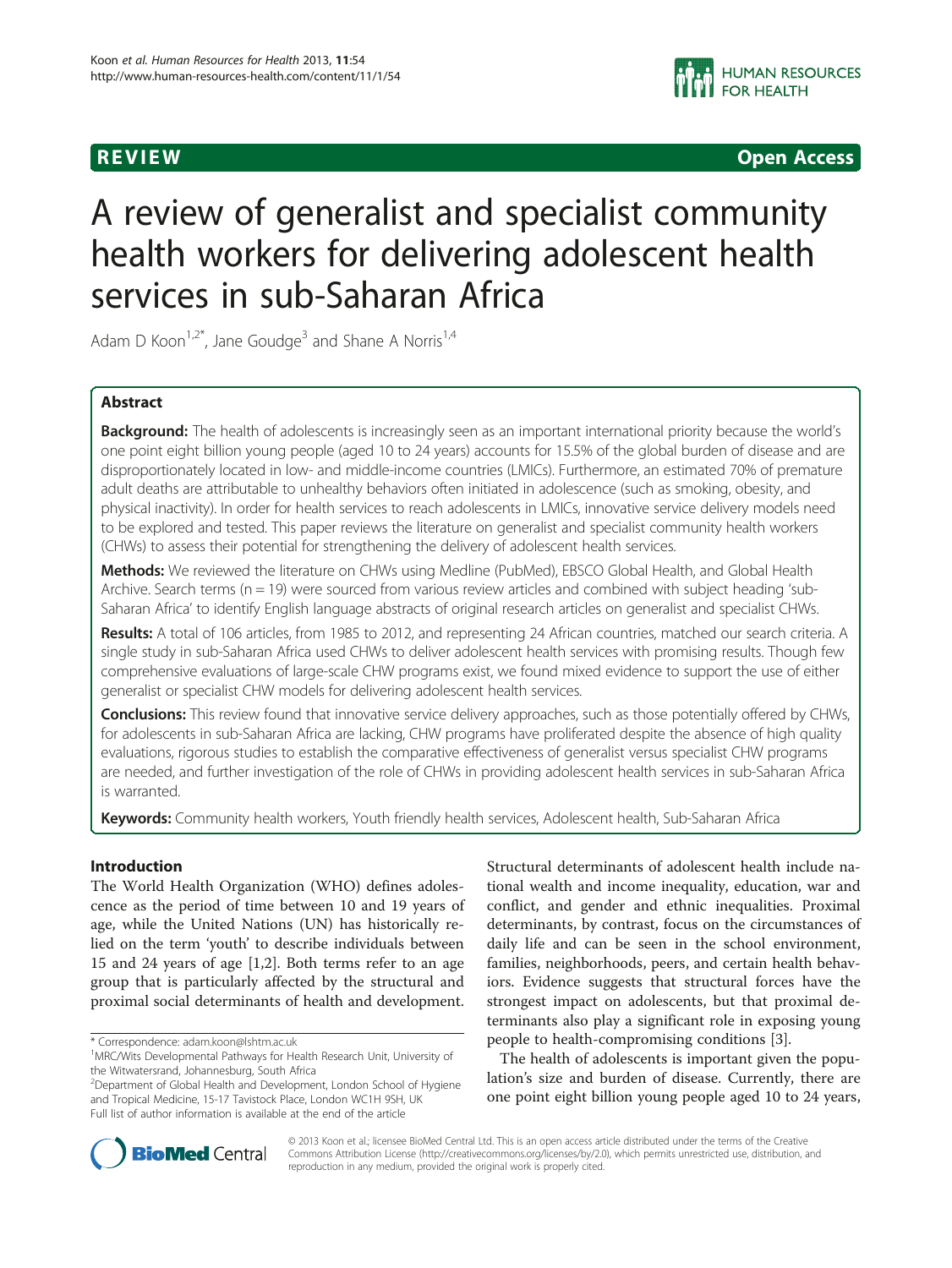REVIEW Open Access

# A review of generalist and specialist community health workers for delivering adolescent health services in sub-Saharan Africa

Adam D Koon[1,2*], Jane Goudge[3] and Shane A Norris[1,4]

## Abstract

**Background:** The health of adolescents is increasingly seen as an important international priority because the world's one point eight billion young people (aged 10 to 24 years) accounts for 15.5% of the global burden of disease and are disproportionately located in low- and middle-income countries (LMICs). Furthermore, an estimated 70% of premature adult deaths are attributable to unhealthy behaviors often initiated in adolescence (such as smoking, obesity, and physical inactivity). In order for health services to reach adolescents in LMICs, innovative service delivery models need to be explored and tested. This paper reviews the literature on generalist and specialist community health workers (CHWs) to assess their potential for strengthening the delivery of adolescent health services.

**Methods:** We reviewed the literature on CHWs using Medline (PubMed), EBSCO Global Health, and Global Health Archive. Search terms (n = 19) were sourced from various review articles and combined with subject heading 'sub-Saharan Africa' to identify English language abstracts of original research articles on generalist and specialist CHWs.

**Results:** A total of 106 articles, from 1985 to 2012, and representing 24 African countries, matched our search criteria. A single study in sub-Saharan Africa used CHWs to deliver adolescent health services with promising results. Though few comprehensive evaluations of large-scale CHW programs exist, we found mixed evidence to support the use of either generalist or specialist CHW models for delivering adolescent health services.

**Conclusions:** This review found that innovative service delivery approaches, such as those potentially offered by CHWs, for adolescents in sub-Saharan Africa are lacking, CHW programs have proliferated despite the absence of high quality evaluations, rigorous studies to establish the comparative effectiveness of generalist versus specialist CHW programs are needed, and further investigation of the role of CHWs in providing adolescent health services in sub-Saharan Africa is warranted.

**Keywords:** Community health workers, Youth friendly health services, Adolescent health, Sub-Saharan Africa

## Introduction

The World Health Organization (WHO) defines adolescence as the period of time between 10 and 19 years of age, while the United Nations (UN) has historically relied on the term 'youth' to describe individuals between 15 and 24 years of age [1,2]. Both terms refer to an age group that is particularly affected by the structural and proximal social determinants of health and development. Structural determinants of adolescent health include national wealth and income inequality, education, war and conflict, and gender and ethnic inequalities. Proximal determinants, by contrast, focus on the circumstances of daily life and can be seen in the school environment, families, neighborhoods, peers, and certain health behaviors. Evidence suggests that structural forces have the strongest impact on adolescents, but that proximal determinants also play a significant role in exposing young people to health-compromising conditions [3].

The health of adolescents is important given the population's size and burden of disease. Currently, there are one point eight billion young people aged 10 to 24 years,

\* Correspondence: adam.koon@lshtm.ac.uk
[1]MRC/Wits Developmental Pathways for Health Research Unit, University of the Witwatersrand, Johannesburg, South Africa
[2]Department of Global Health and Development, London School of Hygiene and Tropical Medicine, 15-17 Tavistock Place, London WC1H 9SH, UK
Full list of author information is available at the end of the article

© 2013 Koon et al.; licensee BioMed Central Ltd. This is an open access article distributed under the terms of the Creative Commons Attribution License (http://creativecommons.org/licenses/by/2.0), which permits unrestricted use, distribution, and reproduction in any medium, provided the original work is properly cited.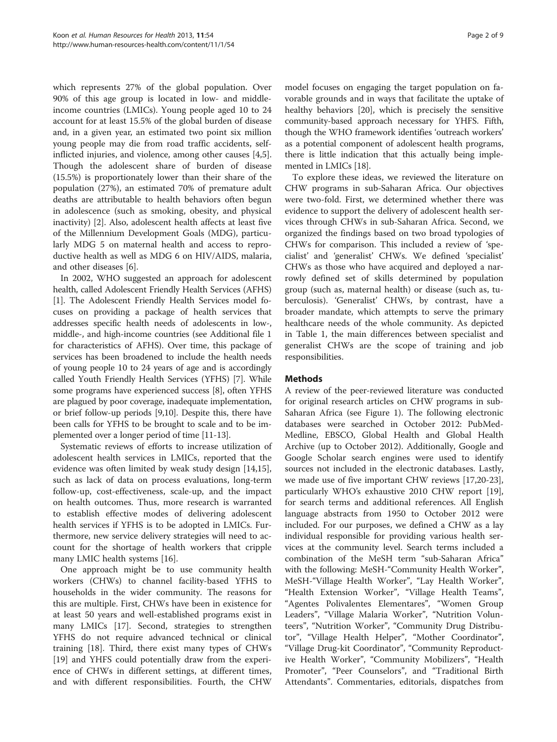which represents 27% of the global population. Over 90% of this age group is located in low- and middle-income countries (LMICs). Young people aged 10 to 24 account for at least 15.5% of the global burden of disease and, in a given year, an estimated two point six million young people may die from road traffic accidents, self-inflicted injuries, and violence, among other causes [4,5]. Though the adolescent share of burden of disease (15.5%) is proportionately lower than their share of the population (27%), an estimated 70% of premature adult deaths are attributable to health behaviors often begun in adolescence (such as smoking, obesity, and physical inactivity) [2]. Also, adolescent health affects at least five of the Millennium Development Goals (MDG), particularly MDG 5 on maternal health and access to reproductive health as well as MDG 6 on HIV/AIDS, malaria, and other diseases [6].

In 2002, WHO suggested an approach for adolescent health, called Adolescent Friendly Health Services (AFHS) [1]. The Adolescent Friendly Health Services model focuses on providing a package of health services that addresses specific health needs of adolescents in low-, middle-, and high-income countries (see Additional file 1 for characteristics of AFHS). Over time, this package of services has been broadened to include the health needs of young people 10 to 24 years of age and is accordingly called Youth Friendly Health Services (YFHS) [7]. While some programs have experienced success [8], often YFHS are plagued by poor coverage, inadequate implementation, or brief follow-up periods [9,10]. Despite this, there have been calls for YFHS to be brought to scale and to be implemented over a longer period of time [11-13].

Systematic reviews of efforts to increase utilization of adolescent health services in LMICs, reported that the evidence was often limited by weak study design [14,15], such as lack of data on process evaluations, long-term follow-up, cost-effectiveness, scale-up, and the impact on health outcomes. Thus, more research is warranted to establish effective modes of delivering adolescent health services if YFHS is to be adopted in LMICs. Furthermore, new service delivery strategies will need to account for the shortage of health workers that cripple many LMIC health systems [16].

One approach might be to use community health workers (CHWs) to channel facility-based YFHS to households in the wider community. The reasons for this are multiple. First, CHWs have been in existence for at least 50 years and well-established programs exist in many LMICs [17]. Second, strategies to strengthen YFHS do not require advanced technical or clinical training [18]. Third, there exist many types of CHWs [19] and YHFS could potentially draw from the experience of CHWs in different settings, at different times, and with different responsibilities. Fourth, the CHW model focuses on engaging the target population on favorable grounds and in ways that facilitate the uptake of healthy behaviors [20], which is precisely the sensitive community-based approach necessary for YHFS. Fifth, though the WHO framework identifies 'outreach workers' as a potential component of adolescent health programs, there is little indication that this actually being implemented in LMICs [18].

To explore these ideas, we reviewed the literature on CHW programs in sub-Saharan Africa. Our objectives were two-fold. First, we determined whether there was evidence to support the delivery of adolescent health services through CHWs in sub-Saharan Africa. Second, we organized the findings based on two broad typologies of CHWs for comparison. This included a review of 'specialist' and 'generalist' CHWs. We defined 'specialist' CHWs as those who have acquired and deployed a narrowly defined set of skills determined by population group (such as, maternal health) or disease (such as, tuberculosis). 'Generalist' CHWs, by contrast, have a broader mandate, which attempts to serve the primary healthcare needs of the whole community. As depicted in Table 1, the main differences between specialist and generalist CHWs are the scope of training and job responsibilities.

## Methods

A review of the peer-reviewed literature was conducted for original research articles on CHW programs in sub-Saharan Africa (see Figure 1). The following electronic databases were searched in October 2012: PubMed-Medline, EBSCO, Global Health and Global Health Archive (up to October 2012). Additionally, Google and Google Scholar search engines were used to identify sources not included in the electronic databases. Lastly, we made use of five important CHW reviews [17,20-23], particularly WHO's exhaustive 2010 CHW report [19], for search terms and additional references. All English language abstracts from 1950 to October 2012 were included. For our purposes, we defined a CHW as a lay individual responsible for providing various health services at the community level. Search terms included a combination of the MeSH term "sub-Saharan Africa" with the following: MeSH-"Community Health Worker", MeSH-"Village Health Worker", "Lay Health Worker", "Health Extension Worker", "Village Health Teams", "Agentes Polivalentes Elementares", "Women Group Leaders", "Village Malaria Worker", "Nutrition Volunteers", "Nutrition Worker", "Community Drug Distributor", "Village Health Helper", "Mother Coordinator", "Village Drug-kit Coordinator", "Community Reproductive Health Worker", "Community Mobilizers", "Health Promoter", "Peer Counselors", and "Traditional Birth Attendants". Commentaries, editorials, dispatches from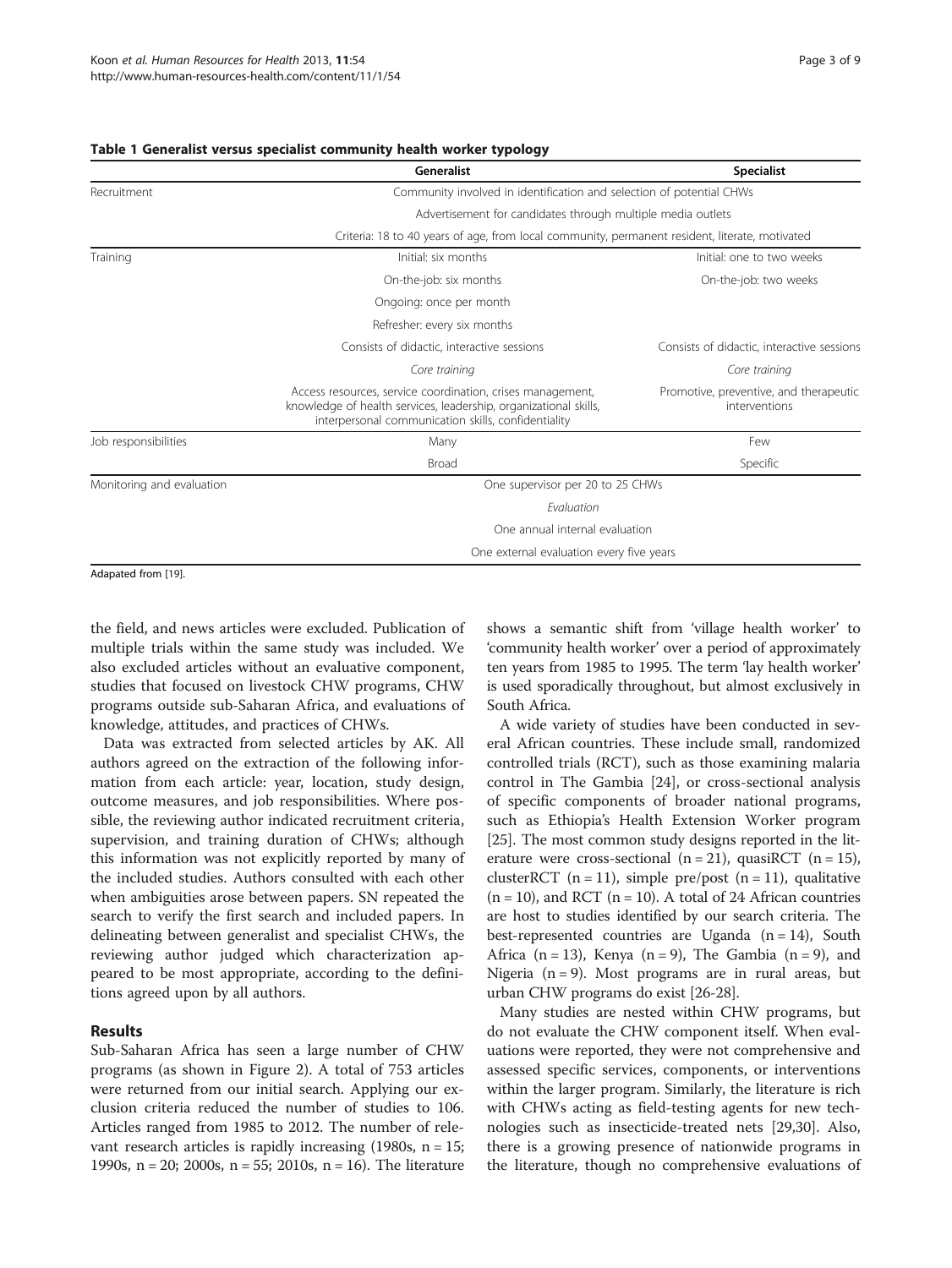**Table 1 Generalist versus specialist community health worker typology**

| | Generalist | Specialist |
|---|---|---|
| Recruitment | Community involved in identification and selection of potential CHWs | |
| | Advertisement for candidates through multiple media outlets | |
| | Criteria: 18 to 40 years of age, from local community, permanent resident, literate, motivated | |
| Training | Initial: six months | Initial: one to two weeks |
| | On-the-job: six months | On-the-job: two weeks |
| | Ongoing: once per month | |
| | Refresher: every six months | |
| | Consists of didactic, interactive sessions | Consists of didactic, interactive sessions |
| | *Core training* | *Core training* |
| | Access resources, service coordination, crises management, knowledge of health services, leadership, organizational skills, interpersonal communication skills, confidentiality | Promotive, preventive, and therapeutic interventions |
| Job responsibilities | Many | Few |
| | Broad | Specific |
| Monitoring and evaluation | One supervisor per 20 to 25 CHWs | |
| | *Evaluation* | |
| | One annual internal evaluation | |
| | One external evaluation every five years | |

Adapated from [19].

the field, and news articles were excluded. Publication of multiple trials within the same study was included. We also excluded articles without an evaluative component, studies that focused on livestock CHW programs, CHW programs outside sub-Saharan Africa, and evaluations of knowledge, attitudes, and practices of CHWs.

Data was extracted from selected articles by AK. All authors agreed on the extraction of the following information from each article: year, location, study design, outcome measures, and job responsibilities. Where possible, the reviewing author indicated recruitment criteria, supervision, and training duration of CHWs; although this information was not explicitly reported by many of the included studies. Authors consulted with each other when ambiguities arose between papers. SN repeated the search to verify the first search and included papers. In delineating between generalist and specialist CHWs, the reviewing author judged which characterization appeared to be most appropriate, according to the definitions agreed upon by all authors.

## Results

Sub-Saharan Africa has seen a large number of CHW programs (as shown in Figure 2). A total of 753 articles were returned from our initial search. Applying our exclusion criteria reduced the number of studies to 106. Articles ranged from 1985 to 2012. The number of relevant research articles is rapidly increasing (1980s, n = 15; 1990s, n = 20; 2000s, n = 55; 2010s, n = 16). The literature shows a semantic shift from 'village health worker' to 'community health worker' over a period of approximately ten years from 1985 to 1995. The term 'lay health worker' is used sporadically throughout, but almost exclusively in South Africa.

A wide variety of studies have been conducted in several African countries. These include small, randomized controlled trials (RCT), such as those examining malaria control in The Gambia [24], or cross-sectional analysis of specific components of broader national programs, such as Ethiopia's Health Extension Worker program [25]. The most common study designs reported in the literature were cross-sectional (n = 21), quasiRCT (n = 15), clusterRCT (n = 11), simple pre/post (n = 11), qualitative (n = 10), and RCT (n = 10). A total of 24 African countries are host to studies identified by our search criteria. The best-represented countries are Uganda (n = 14), South Africa (n = 13), Kenya (n = 9), The Gambia (n = 9), and Nigeria (n = 9). Most programs are in rural areas, but urban CHW programs do exist [26-28].

Many studies are nested within CHW programs, but do not evaluate the CHW component itself. When evaluations were reported, they were not comprehensive and assessed specific services, components, or interventions within the larger program. Similarly, the literature is rich with CHWs acting as field-testing agents for new technologies such as insecticide-treated nets [29,30]. Also, there is a growing presence of nationwide programs in the literature, though no comprehensive evaluations of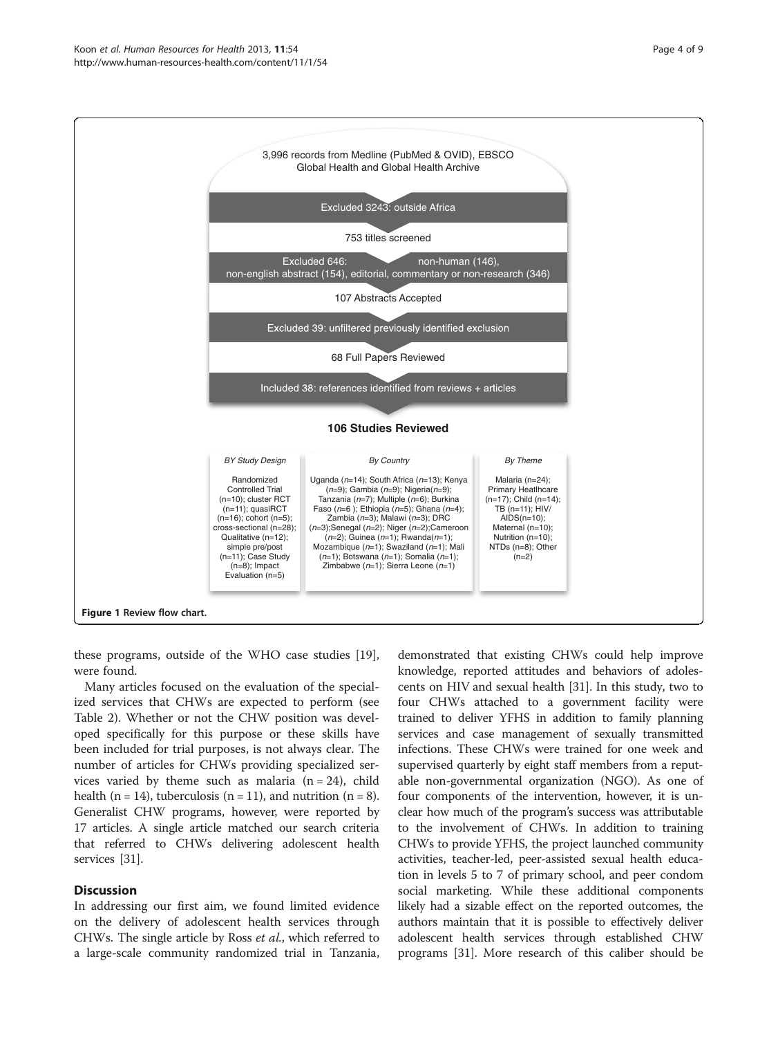3,996 records from Medline (PubMed & OVID), EBSCO Global Health and Global Health Archive

Excluded 3243: outside Africa

753 titles screened

Excluded 646: non-human (146), non-english abstract (154), editorial, commentary or non-research (346)

107 Abstracts Accepted

Excluded 39: unfiltered previously identified exclusion

68 Full Papers Reviewed

Included 38: references identified from reviews + articles

**106 Studies Reviewed**

| BY Study Design | By Country | By Theme |
|---|---|---|
| Randomized Controlled Trial (n=10); cluster RCT (n=11); quasiRCT (n=16); cohort (n=5); cross-sectional (n=28); Qualitative (n=12); simple pre/post (n=11); Case Study (n=8); Impact Evaluation (n=5) | Uganda (*n*=14); South Africa (*n*=13); Kenya (*n*=9); Gambia (*n*=9); Nigeria(*n*=9); Tanzania (*n*=7); Multiple (*n*=6); Burkina Faso (*n*=6 ); Ethiopia (*n*=5); Ghana (*n*=4); Zambia (*n*=3); Malawi (*n*=3); DRC (*n*=3);Senegal (*n*=2); Niger (*n*=2);Cameroon (*n*=2); Guinea (*n*=1); Rwanda(*n*=1); Mozambique (*n*=1); Swaziland (*n*=1); Mali (*n*=1); Botswana (*n*=1); Somalia (*n*=1); Zimbabwe (*n*=1); Sierra Leone (*n*=1) | Malaria (n=24); Primary Heatlhcare (n=17); Child (n=14); TB (n=11); HIV/ AIDS(n=10); Maternal (n=10); Nutrition (n=10); NTDs (n=8); Other (n=2) |

**Figure 1** Review flow chart.

these programs, outside of the WHO case studies [19], were found.

Many articles focused on the evaluation of the specialized services that CHWs are expected to perform (see Table 2). Whether or not the CHW position was developed specifically for this purpose or these skills have been included for trial purposes, is not always clear. The number of articles for CHWs providing specialized services varied by theme such as malaria (n = 24), child health (n = 14), tuberculosis (n = 11), and nutrition (n = 8). Generalist CHW programs, however, were reported by 17 articles. A single article matched our search criteria that referred to CHWs delivering adolescent health services [31].

## Discussion

In addressing our first aim, we found limited evidence on the delivery of adolescent health services through CHWs. The single article by Ross *et al.*, which referred to a large-scale community randomized trial in Tanzania, demonstrated that existing CHWs could help improve knowledge, reported attitudes and behaviors of adolescents on HIV and sexual health [31]. In this study, two to four CHWs attached to a government facility were trained to deliver YFHS in addition to family planning services and case management of sexually transmitted infections. These CHWs were trained for one week and supervised quarterly by eight staff members from a reputable non-governmental organization (NGO). As one of four components of the intervention, however, it is unclear how much of the program's success was attributable to the involvement of CHWs. In addition to training CHWs to provide YFHS, the project launched community activities, teacher-led, peer-assisted sexual health education in levels 5 to 7 of primary school, and peer condom social marketing. While these additional components likely had a sizable effect on the reported outcomes, the authors maintain that it is possible to effectively deliver adolescent health services through established CHW programs [31]. More research of this caliber should be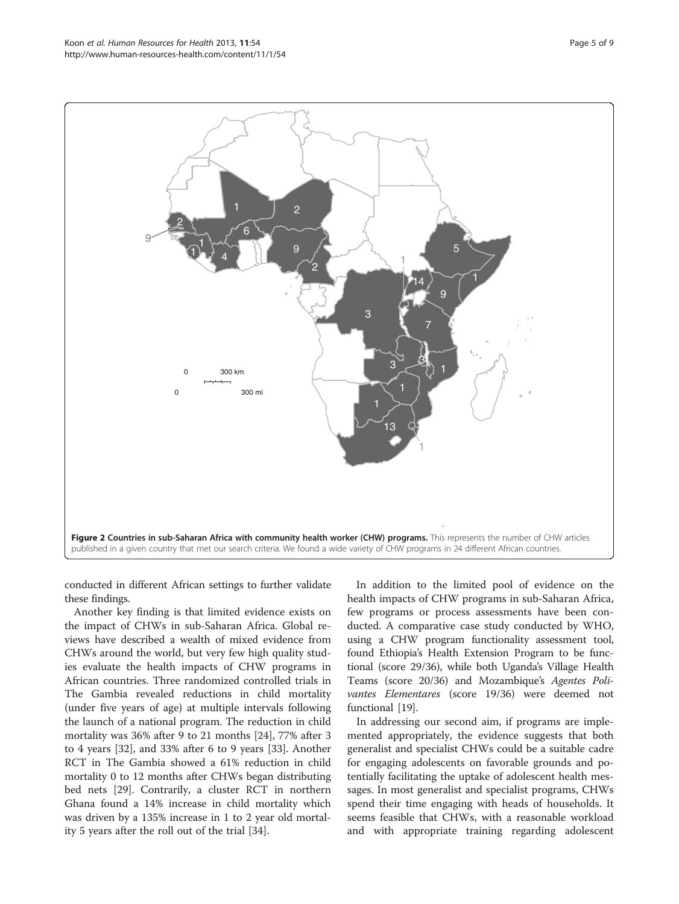**Figure 2 Countries in sub-Saharan Africa with community health worker (CHW) programs.** This represents the number of CHW articles published in a given country that met our search criteria. We found a wide variety of CHW programs in 24 different African countries.

conducted in different African settings to further validate these findings.

Another key finding is that limited evidence exists on the impact of CHWs in sub-Saharan Africa. Global reviews have described a wealth of mixed evidence from CHWs around the world, but very few high quality studies evaluate the health impacts of CHW programs in African countries. Three randomized controlled trials in The Gambia revealed reductions in child mortality (under five years of age) at multiple intervals following the launch of a national program. The reduction in child mortality was 36% after 9 to 21 months [24], 77% after 3 to 4 years [32], and 33% after 6 to 9 years [33]. Another RCT in The Gambia showed a 61% reduction in child mortality 0 to 12 months after CHWs began distributing bed nets [29]. Contrarily, a cluster RCT in northern Ghana found a 14% increase in child mortality which was driven by a 135% increase in 1 to 2 year old mortality 5 years after the roll out of the trial [34].

In addition to the limited pool of evidence on the health impacts of CHW programs in sub-Saharan Africa, few programs or process assessments have been conducted. A comparative case study conducted by WHO, using a CHW program functionality assessment tool, found Ethiopia's Health Extension Program to be functional (score 29/36), while both Uganda's Village Health Teams (score 20/36) and Mozambique's *Agentes Polivantes Elementares* (score 19/36) were deemed not functional [19].

In addressing our second aim, if programs are implemented appropriately, the evidence suggests that both generalist and specialist CHWs could be a suitable cadre for engaging adolescents on favorable grounds and potentially facilitating the uptake of adolescent health messages. In most generalist and specialist programs, CHWs spend their time engaging with heads of households. It seems feasible that CHWs, with a reasonable workload and with appropriate training regarding adolescent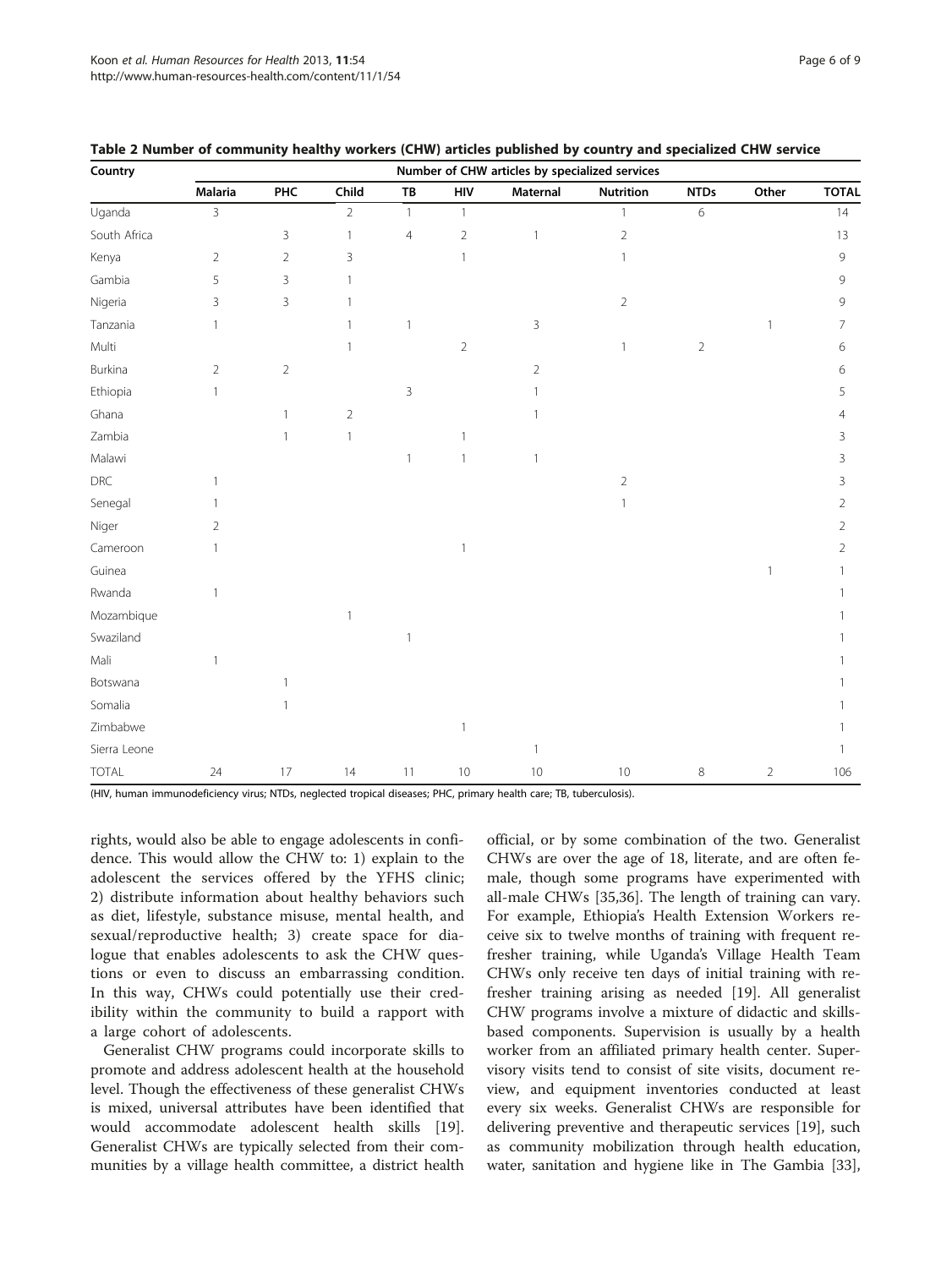**Table 2 Number of community healthy workers (CHW) articles published by country and specialized CHW service**

| Country | Number of CHW articles by specialized services | | | | | | | | | |
|---|---|---|---|---|---|---|---|---|---|---|
| | Malaria | PHC | Child | TB | HIV | Maternal | Nutrition | NTDs | Other | TOTAL |
| Uganda | 3 | | 2 | 1 | 1 | | 1 | 6 | | 14 |
| South Africa | | 3 | 1 | 4 | 2 | 1 | 2 | | | 13 |
| Kenya | 2 | 2 | 3 | | 1 | | 1 | | | 9 |
| Gambia | 5 | 3 | 1 | | | | | | | 9 |
| Nigeria | 3 | 3 | 1 | | | | 2 | | | 9 |
| Tanzania | 1 | | 1 | 1 | | 3 | | | 1 | 7 |
| Multi | | | 1 | | 2 | | 1 | 2 | | 6 |
| Burkina | 2 | 2 | | | | 2 | | | | 6 |
| Ethiopia | 1 | | | 3 | | 1 | | | | 5 |
| Ghana | | 1 | 2 | | | 1 | | | | 4 |
| Zambia | | 1 | 1 | | 1 | | | | | 3 |
| Malawi | | | | 1 | 1 | 1 | | | | 3 |
| DRC | 1 | | | | | | 2 | | | 3 |
| Senegal | 1 | | | | | | 1 | | | 2 |
| Niger | 2 | | | | | | | | | 2 |
| Cameroon | 1 | | | | 1 | | | | | 2 |
| Guinea | | | | | | | | | 1 | 1 |
| Rwanda | 1 | | | | | | | | | 1 |
| Mozambique | | | 1 | | | | | | | 1 |
| Swaziland | | | | 1 | | | | | | 1 |
| Mali | 1 | | | | | | | | | 1 |
| Botswana | | 1 | | | | | | | | 1 |
| Somalia | | 1 | | | | | | | | 1 |
| Zimbabwe | | | | | 1 | | | | | 1 |
| Sierra Leone | | | | | | 1 | | | | 1 |
| TOTAL | 24 | 17 | 14 | 11 | 10 | 10 | 10 | 8 | 2 | 106 |

(HIV, human immunodeficiency virus; NTDs, neglected tropical diseases; PHC, primary health care; TB, tuberculosis).

rights, would also be able to engage adolescents in confidence. This would allow the CHW to: 1) explain to the adolescent the services offered by the YFHS clinic; 2) distribute information about healthy behaviors such as diet, lifestyle, substance misuse, mental health, and sexual/reproductive health; 3) create space for dialogue that enables adolescents to ask the CHW questions or even to discuss an embarrassing condition. In this way, CHWs could potentially use their credibility within the community to build a rapport with a large cohort of adolescents.

Generalist CHW programs could incorporate skills to promote and address adolescent health at the household level. Though the effectiveness of these generalist CHWs is mixed, universal attributes have been identified that would accommodate adolescent health skills [19]. Generalist CHWs are typically selected from their communities by a village health committee, a district health official, or by some combination of the two. Generalist CHWs are over the age of 18, literate, and are often female, though some programs have experimented with all-male CHWs [35,36]. The length of training can vary. For example, Ethiopia's Health Extension Workers receive six to twelve months of training with frequent refresher training, while Uganda's Village Health Team CHWs only receive ten days of initial training with refresher training arising as needed [19]. All generalist CHW programs involve a mixture of didactic and skills-based components. Supervision is usually by a health worker from an affiliated primary health center. Supervisory visits tend to consist of site visits, document review, and equipment inventories conducted at least every six weeks. Generalist CHWs are responsible for delivering preventive and therapeutic services [19], such as community mobilization through health education, water, sanitation and hygiene like in The Gambia [33],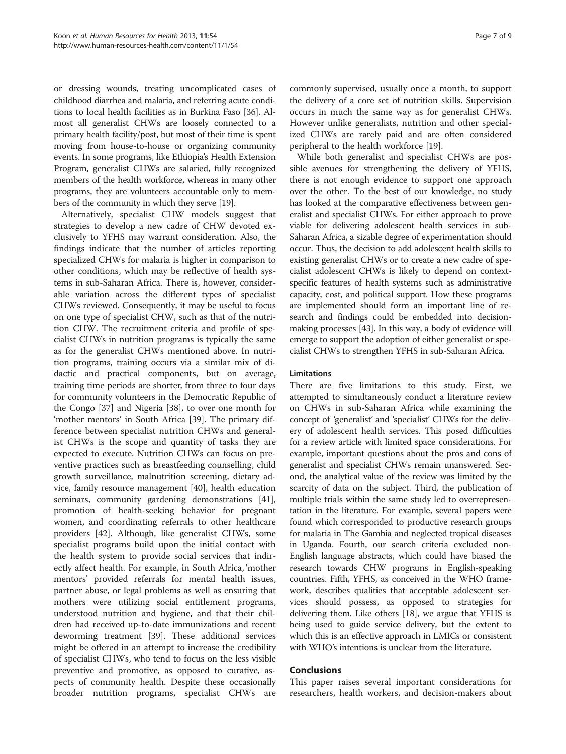or dressing wounds, treating uncomplicated cases of childhood diarrhea and malaria, and referring acute conditions to local health facilities as in Burkina Faso [36]. Almost all generalist CHWs are loosely connected to a primary health facility/post, but most of their time is spent moving from house-to-house or organizing community events. In some programs, like Ethiopia's Health Extension Program, generalist CHWs are salaried, fully recognized members of the health workforce, whereas in many other programs, they are volunteers accountable only to members of the community in which they serve [19].

Alternatively, specialist CHW models suggest that strategies to develop a new cadre of CHW devoted exclusively to YFHS may warrant consideration. Also, the findings indicate that the number of articles reporting specialized CHWs for malaria is higher in comparison to other conditions, which may be reflective of health systems in sub-Saharan Africa. There is, however, considerable variation across the different types of specialist CHWs reviewed. Consequently, it may be useful to focus on one type of specialist CHW, such as that of the nutrition CHW. The recruitment criteria and profile of specialist CHWs in nutrition programs is typically the same as for the generalist CHWs mentioned above. In nutrition programs, training occurs via a similar mix of didactic and practical components, but on average, training time periods are shorter, from three to four days for community volunteers in the Democratic Republic of the Congo [37] and Nigeria [38], to over one month for 'mother mentors' in South Africa [39]. The primary difference between specialist nutrition CHWs and generalist CHWs is the scope and quantity of tasks they are expected to execute. Nutrition CHWs can focus on preventive practices such as breastfeeding counselling, child growth surveillance, malnutrition screening, dietary advice, family resource management [40], health education seminars, community gardening demonstrations [41], promotion of health-seeking behavior for pregnant women, and coordinating referrals to other healthcare providers [42]. Although, like generalist CHWs, some specialist programs build upon the initial contact with the health system to provide social services that indirectly affect health. For example, in South Africa, 'mother mentors' provided referrals for mental health issues, partner abuse, or legal problems as well as ensuring that mothers were utilizing social entitlement programs, understood nutrition and hygiene, and that their children had received up-to-date immunizations and recent deworming treatment [39]. These additional services might be offered in an attempt to increase the credibility of specialist CHWs, who tend to focus on the less visible preventive and promotive, as opposed to curative, aspects of community health. Despite these occasionally broader nutrition programs, specialist CHWs are commonly supervised, usually once a month, to support the delivery of a core set of nutrition skills. Supervision occurs in much the same way as for generalist CHWs. However unlike generalists, nutrition and other specialized CHWs are rarely paid and are often considered peripheral to the health workforce [19].

While both generalist and specialist CHWs are possible avenues for strengthening the delivery of YFHS, there is not enough evidence to support one approach over the other. To the best of our knowledge, no study has looked at the comparative effectiveness between generalist and specialist CHWs. For either approach to prove viable for delivering adolescent health services in sub-Saharan Africa, a sizable degree of experimentation should occur. Thus, the decision to add adolescent health skills to existing generalist CHWs or to create a new cadre of specialist adolescent CHWs is likely to depend on context-specific features of health systems such as administrative capacity, cost, and political support. How these programs are implemented should form an important line of research and findings could be embedded into decision-making processes [43]. In this way, a body of evidence will emerge to support the adoption of either generalist or specialist CHWs to strengthen YFHS in sub-Saharan Africa.

### Limitations

There are five limitations to this study. First, we attempted to simultaneously conduct a literature review on CHWs in sub-Saharan Africa while examining the concept of 'generalist' and 'specialist' CHWs for the delivery of adolescent health services. This posed difficulties for a review article with limited space considerations. For example, important questions about the pros and cons of generalist and specialist CHWs remain unanswered. Second, the analytical value of the review was limited by the scarcity of data on the subject. Third, the publication of multiple trials within the same study led to overrepresentation in the literature. For example, several papers were found which corresponded to productive research groups for malaria in The Gambia and neglected tropical diseases in Uganda. Fourth, our search criteria excluded non-English language abstracts, which could have biased the research towards CHW programs in English-speaking countries. Fifth, YFHS, as conceived in the WHO framework, describes qualities that acceptable adolescent services should possess, as opposed to strategies for delivering them. Like others [18], we argue that YFHS is being used to guide service delivery, but the extent to which this is an effective approach in LMICs or consistent with WHO's intentions is unclear from the literature.

## Conclusions

This paper raises several important considerations for researchers, health workers, and decision-makers about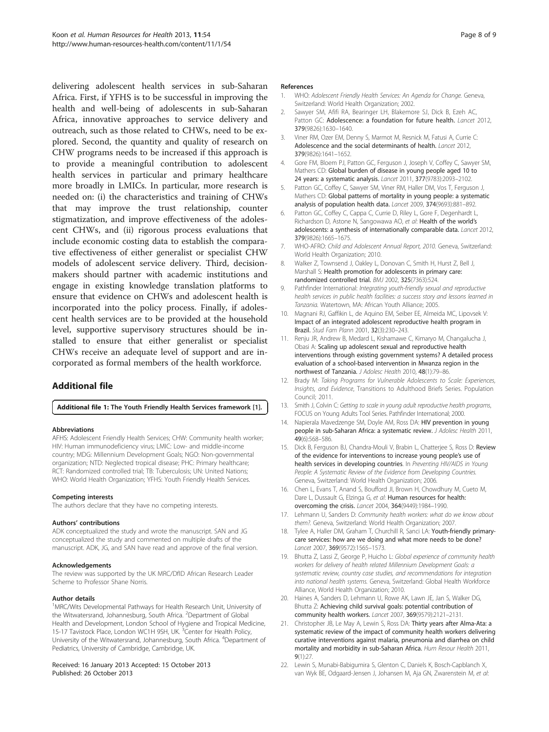delivering adolescent health services in sub-Saharan Africa. First, if YFHS is to be successful in improving the health and well-being of adolescents in sub-Saharan Africa, innovative approaches to service delivery and outreach, such as those related to CHWs, need to be explored. Second, the quantity and quality of research on CHW programs needs to be increased if this approach is to provide a meaningful contribution to adolescent health services in particular and primary healthcare more broadly in LMICs. In particular, more research is needed on: (i) the characteristics and training of CHWs that may improve the trust relationship, counter stigmatization, and improve effectiveness of the adolescent CHWs, and (ii) rigorous process evaluations that include economic costing data to establish the comparative effectiveness of either generalist or specialist CHW models of adolescent service delivery. Third, decision-makers should partner with academic institutions and engage in existing knowledge translation platforms to ensure that evidence on CHWs and adolescent health is incorporated into the policy process. Finally, if adolescent health services are to be provided at the household level, supportive supervisory structures should be installed to ensure that either generalist or specialist CHWs receive an adequate level of support and are incorporated as formal members of the health workforce.

## Additional file

**Additional file 1: The Youth Friendly Health Services framework [1].**

#### Abbreviations

AFHS: Adolescent Friendly Health Services; CHW: Community health worker; HIV: Human immunodeficiency virus; LMIC: Low- and middle-income country; MDG: Millennium Development Goals; NGO: Non-governmental organization; NTD: Neglected tropical disease; PHC: Primary healthcare; RCT: Randomized controlled trial; TB: Tuberculosis; UN: United Nations; WHO: World Health Organization; YFHS: Youth Friendly Health Services.

#### Competing interests

The authors declare that they have no competing interests.

#### Authors' contributions

ADK conceptualized the study and wrote the manuscript. SAN and JG conceptualized the study and commented on multiple drafts of the manuscript. ADK, JG, and SAN have read and approve of the final version.

#### Acknowledgements

The review was supported by the UK MRC/DfID African Research Leader Scheme to Professor Shane Norris.

#### Author details

[1]MRC/Wits Developmental Pathways for Health Research Unit, University of the Witwatersrand, Johannesburg, South Africa. [2]Department of Global Health and Development, London School of Hygiene and Tropical Medicine, 15-17 Tavistock Place, London WC1H 9SH, UK. [3]Center for Health Policy, University of the Witwatersrand, Johannesburg, South Africa. [4]Department of Pediatrics, University of Cambridge, Cambridge, UK.

Received: 16 January 2013 Accepted: 15 October 2013
Published: 26 October 2013

#### References

1. WHO: *Adolescent Friendly Health Services: An Agenda for Change.* Geneva, Switzerland: World Health Organization; 2002.
2. Sawyer SM, Afifi RA, Bearinger LH, Blakemore SJ, Dick B, Ezeh AC, Patton GC: **Adolescence: a foundation for future health.** *Lancet* 2012, **379**(9826):1630–1640.
3. Viner RM, Ozer EM, Denny S, Marmot M, Resnick M, Fatusi A, Currie C: **Adolescence and the social determinants of health.** *Lancet* 2012, **379**(9826):1641–1652.
4. Gore FM, Bloem PJ, Patton GC, Ferguson J, Joseph V, Coffey C, Sawyer SM, Mathers CD: **Global burden of disease in young people aged 10 to 24 years: a systematic analysis.** *Lancet* 2011, **377**(9783):2093–2102.
5. Patton GC, Coffey C, Sawyer SM, Viner RM, Haller DM, Vos T, Ferguson J, Mathers CD: **Global patterns of mortality in young people: a systematic analysis of population health data.** *Lancet* 2009, **374**(9693):881–892.
6. Patton GC, Coffey C, Cappa C, Currie D, Riley L, Gore F, Degenhardt L, Richardson D, Astone N, Sangowawa AO, *et al*: **Health of the world's adolescents: a synthesis of internationally comparable data.** *Lancet* 2012, **379**(9826):1665–1675.
7. WHO-AFRO: *Child and Adolescent Annual Report, 2010.* Geneva, Switzerland: World Health Organization; 2010.
8. Walker Z, Townsend J, Oakley L, Donovan C, Smith H, Hurst Z, Bell J, Marshall S: **Health promotion for adolescents in primary care: randomized controlled trial.** *BMJ* 2002, **325**(7363):524.
9. Pathfinder International: *Integrating youth-friendly sexual and reproductive health services in public health facilities: a success story and lessons learned in Tanzania.* Watertown, MA: African Youth Alliance; 2005.
10. Magnani RJ, Gaffikin L, de Aquino EM, Seiber EE, Almeida MC, Lipovsek V: **Impact of an integrated adolescent reproductive health program in Brazil.** *Stud Fam Plann* 2001, **32**(3):230–243.
11. Renju JR, Andrew B, Medard L, Kishamawe C, Kimaryo M, Changalucha J, Obasi A: **Scaling up adolescent sexual and reproductive health interventions through existing government systems? A detailed process evaluation of a school-based intervention in Mwanza region in the northwest of Tanzania.** *J Adolesc Health* 2010, **48**(1):79–86.
12. Brady M: *Taking Programs for Vulnerable Adolescents to Scale: Experiences, Insights, and Evidence*, Transitions to Adulthood Briefs Series. Population Council; 2011.
13. Smith J, Colvin C: *Getting to scale in young adult reproductive health programs*, FOCUS on Young Adults Tool Series. Pathfinder International; 2000.
14. Napierala Mavedzenge SM, Doyle AM, Ross DA: **HIV prevention in young people in sub-Saharan Africa: a systematic review.** *J Adolesc Health* 2011, **49**(6):568–586.
15. Dick B, Ferguson BJ, Chandra-Mouli V, Brabin L, Chatterjee S, Ross D: **Review of the evidence for interventions to increase young people's use of health services in developing countries**. In *Preventing HIV/AIDS in Young People: A Systematic Review of the Evidence from Developing Countries.* Geneva, Switzerland: World Health Organization; 2006.
16. Chen L, Evans T, Anand S, Boufford JI, Brown H, Chowdhury M, Cueto M, Dare L, Dussault G, Elzinga G, *et al*: **Human resources for health: overcoming the crisis.** *Lancet* 2004, **364**(9449):1984–1990.
17. Lehmann U, Sanders D: *Community health workers: what do we know about them?.* Geneva, Switzerland: World Health Organization; 2007.
18. Tylee A, Haller DM, Graham T, Churchill R, Sanci LA: **Youth-friendly primary-care services: how are we doing and what more needs to be done?** *Lancet* 2007, **369**(9572):1565–1573.
19. Bhutta Z, Lassi Z, George P, Huicho L: *Global experience of community health workers for delivery of health related Millennium Development Goals: a systematic review, country case studies, and recommendations for integration into national health systems.* Geneva, Switzerland: Global Health Workforce Alliance, World Health Organization; 2010.
20. Haines A, Sanders D, Lehmann U, Rowe AK, Lawn JE, Jan S, Walker DG, Bhutta Z: **Achieving child survival goals: potential contribution of community health workers.** *Lancet* 2007, **369**(9579):2121–2131.
21. Christopher JB, Le May A, Lewin S, Ross DA: **Thirty years after Alma-Ata: a systematic review of the impact of community health workers delivering curative interventions against malaria, pneumonia and diarrhea on child mortality and morbidity in sub-Saharan Africa.** *Hum Resour Health* 2011, **9**(1):27.
22. Lewin S, Munabi-Babigumira S, Glenton C, Daniels K, Bosch-Capblanch X, van Wyk BE, Odgaard-Jensen J, Johansen M, Aja GN, Zwarenstein M, *et al*: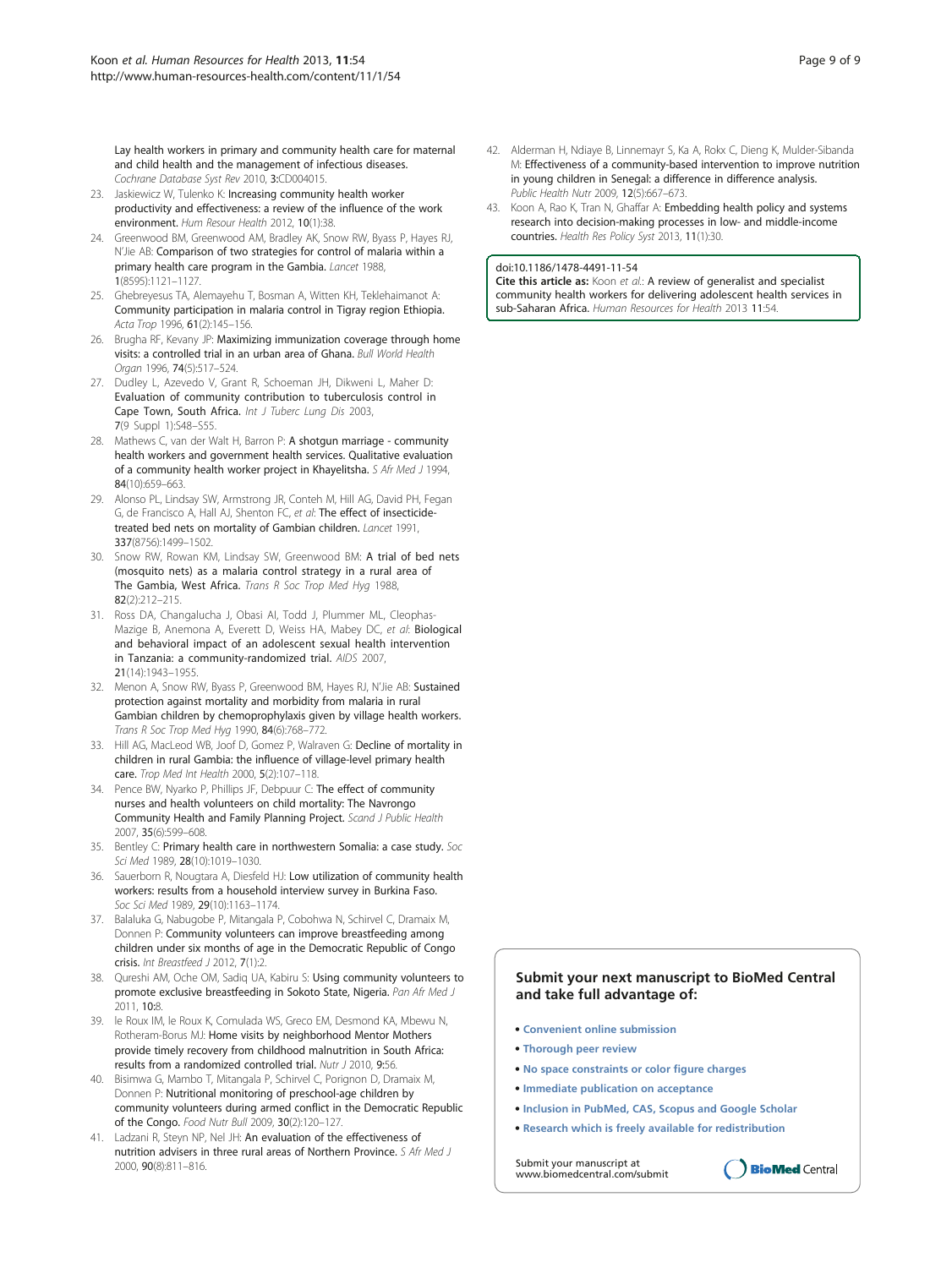Lay health workers in primary and community health care for maternal and child health and the management of infectious diseases. *Cochrane Database Syst Rev* 2010, **3**:CD004015.

23. Jaskiewicz W, Tulenko K: **Increasing community health worker productivity and effectiveness: a review of the influence of the work environment.** *Hum Resour Health* 2012, **10**(1):38.
24. Greenwood BM, Greenwood AM, Bradley AK, Snow RW, Byass P, Hayes RJ, N'Jie AB: **Comparison of two strategies for control of malaria within a primary health care program in the Gambia.** *Lancet* 1988, **1**(8595):1121–1127.
25. Ghebreyesus TA, Alemayehu T, Bosman A, Witten KH, Teklehaimanot A: **Community participation in malaria control in Tigray region Ethiopia.** *Acta Trop* 1996, **61**(2):145–156.
26. Brugha RF, Kevany JP: **Maximizing immunization coverage through home visits: a controlled trial in an urban area of Ghana.** *Bull World Health Organ* 1996, **74**(5):517–524.
27. Dudley L, Azevedo V, Grant R, Schoeman JH, Dikweni L, Maher D: **Evaluation of community contribution to tuberculosis control in Cape Town, South Africa.** *Int J Tuberc Lung Dis* 2003, **7**(9 Suppl 1):S48–S55.
28. Mathews C, van der Walt H, Barron P: **A shotgun marriage - community health workers and government health services. Qualitative evaluation of a community health worker project in Khayelitsha.** *S Afr Med J* 1994, **84**(10):659–663.
29. Alonso PL, Lindsay SW, Armstrong JR, Conteh M, Hill AG, David PH, Fegan G, de Francisco A, Hall AJ, Shenton FC, *et al*: **The effect of insecticide-treated bed nets on mortality of Gambian children.** *Lancet* 1991, **337**(8756):1499–1502.
30. Snow RW, Rowan KM, Lindsay SW, Greenwood BM: **A trial of bed nets (mosquito nets) as a malaria control strategy in a rural area of The Gambia, West Africa.** *Trans R Soc Trop Med Hyg* 1988, **82**(2):212–215.
31. Ross DA, Changalucha J, Obasi AI, Todd J, Plummer ML, Cleophas-Mazige B, Anemona A, Everett D, Weiss HA, Mabey DC, *et al*: **Biological and behavioral impact of an adolescent sexual health intervention in Tanzania: a community-randomized trial.** *AIDS* 2007, **21**(14):1943–1955.
32. Menon A, Snow RW, Byass P, Greenwood BM, Hayes RJ, N'Jie AB: **Sustained protection against mortality and morbidity from malaria in rural Gambian children by chemoprophylaxis given by village health workers.** *Trans R Soc Trop Med Hyg* 1990, **84**(6):768–772.
33. Hill AG, MacLeod WB, Joof D, Gomez P, Walraven G: **Decline of mortality in children in rural Gambia: the influence of village-level primary health care.** *Trop Med Int Health* 2000, **5**(2):107–118.
34. Pence BW, Nyarko P, Phillips JF, Debpuur C: **The effect of community nurses and health volunteers on child mortality: The Navrongo Community Health and Family Planning Project.** *Scand J Public Health* 2007, **35**(6):599–608.
35. Bentley C: **Primary health care in northwestern Somalia: a case study.** *Soc Sci Med* 1989, **28**(10):1019–1030.
36. Sauerborn R, Nougtara A, Diesfeld HJ: **Low utilization of community health workers: results from a household interview survey in Burkina Faso.** *Soc Sci Med* 1989, **29**(10):1163–1174.
37. Balaluka G, Nabugobe P, Mitangala P, Cobohwa N, Schirvel C, Dramaix M, Donnen P: **Community volunteers can improve breastfeeding among children under six months of age in the Democratic Republic of Congo crisis.** *Int Breastfeed J* 2012, **7**(1):2.
38. Qureshi AM, Oche OM, Sadiq UA, Kabiru S: **Using community volunteers to promote exclusive breastfeeding in Sokoto State, Nigeria.** *Pan Afr Med J* 2011, **10**:8.
39. le Roux IM, le Roux K, Comulada WS, Greco EM, Desmond KA, Mbewu N, Rotheram-Borus MJ: **Home visits by neighborhood Mentor Mothers provide timely recovery from childhood malnutrition in South Africa: results from a randomized controlled trial.** *Nutr J* 2010, **9**:56.
40. Bisimwa G, Mambo T, Mitangala P, Schirvel C, Porignon D, Dramaix M, Donnen P: **Nutritional monitoring of preschool-age children by community volunteers during armed conflict in the Democratic Republic of the Congo.** *Food Nutr Bull* 2009, **30**(2):120–127.
41. Ladzani R, Steyn NP, Nel JH: **An evaluation of the effectiveness of nutrition advisers in three rural areas of Northern Province.** *S Afr Med J* 2000, **90**(8):811–816.
42. Alderman H, Ndiaye B, Linnemayr S, Ka A, Rokx C, Dieng K, Mulder-Sibanda M: **Effectiveness of a community-based intervention to improve nutrition in young children in Senegal: a difference in difference analysis.** *Public Health Nutr* 2009, **12**(5):667–673.
43. Koon A, Rao K, Tran N, Ghaffar A: **Embedding health policy and systems research into decision-making processes in low- and middle-income countries.** *Health Res Policy Syst* 2013, **11**(1):30.

doi:10.1186/1478-4491-11-54

**Cite this article as:** Koon *et al.*: A review of generalist and specialist community health workers for delivering adolescent health services in sub-Saharan Africa. *Human Resources for Health* 2013 **11**:54.

**Submit your next manuscript to BioMed Central and take full advantage of:**

- **Convenient online submission**
- **Thorough peer review**
- **No space constraints or color figure charges**
- **Immediate publication on acceptance**
- **Inclusion in PubMed, CAS, Scopus and Google Scholar**
- **Research which is freely available for redistribution**

Submit your manuscript at www.biomedcentral.com/submit

BioMed Central